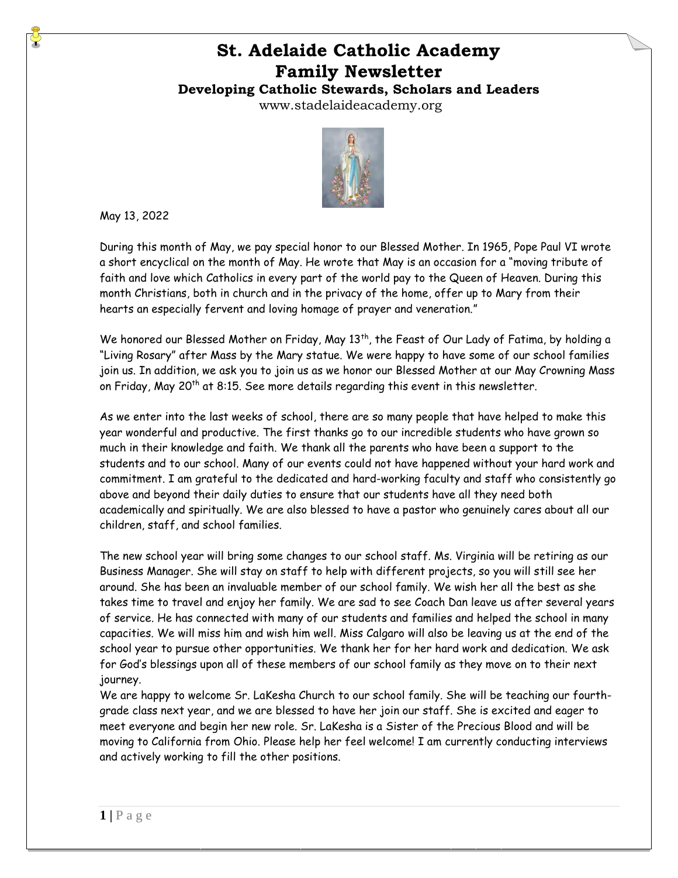# St. Adelaide Catholic Academy
# Family Newsletter

### Developing Catholic Stewards, Scholars and Leaders

www.stadelaideacademy.org

May 13, 2022

During this month of May, we pay special honor to our Blessed Mother. In 1965, Pope Paul VI wrote a short encyclical on the month of May. He wrote that May is an occasion for a "moving tribute of faith and love which Catholics in every part of the world pay to the Queen of Heaven. During this month Christians, both in church and in the privacy of the home, offer up to Mary from their hearts an especially fervent and loving homage of prayer and veneration."

We honored our Blessed Mother on Friday, May 13th, the Feast of Our Lady of Fatima, by holding a "Living Rosary" after Mass by the Mary statue. We were happy to have some of our school families join us. In addition, we ask you to join us as we honor our Blessed Mother at our May Crowning Mass on Friday, May 20th at 8:15. See more details regarding this event in this newsletter.

As we enter into the last weeks of school, there are so many people that have helped to make this year wonderful and productive. The first thanks go to our incredible students who have grown so much in their knowledge and faith. We thank all the parents who have been a support to the students and to our school. Many of our events could not have happened without your hard work and commitment. I am grateful to the dedicated and hard-working faculty and staff who consistently go above and beyond their daily duties to ensure that our students have all they need both academically and spiritually. We are also blessed to have a pastor who genuinely cares about all our children, staff, and school families.

The new school year will bring some changes to our school staff. Ms. Virginia will be retiring as our Business Manager. She will stay on staff to help with different projects, so you will still see her around. She has been an invaluable member of our school family. We wish her all the best as she takes time to travel and enjoy her family. We are sad to see Coach Dan leave us after several years of service. He has connected with many of our students and families and helped the school in many capacities. We will miss him and wish him well. Miss Calgaro will also be leaving us at the end of the school year to pursue other opportunities. We thank her for her hard work and dedication. We ask for God's blessings upon all of these members of our school family as they move on to their next journey.

We are happy to welcome Sr. LaKesha Church to our school family. She will be teaching our fourth-grade class next year, and we are blessed to have her join our staff. She is excited and eager to meet everyone and begin her new role. Sr. LaKesha is a Sister of the Precious Blood and will be moving to California from Ohio. Please help her feel welcome! I am currently conducting interviews and actively working to fill the other positions.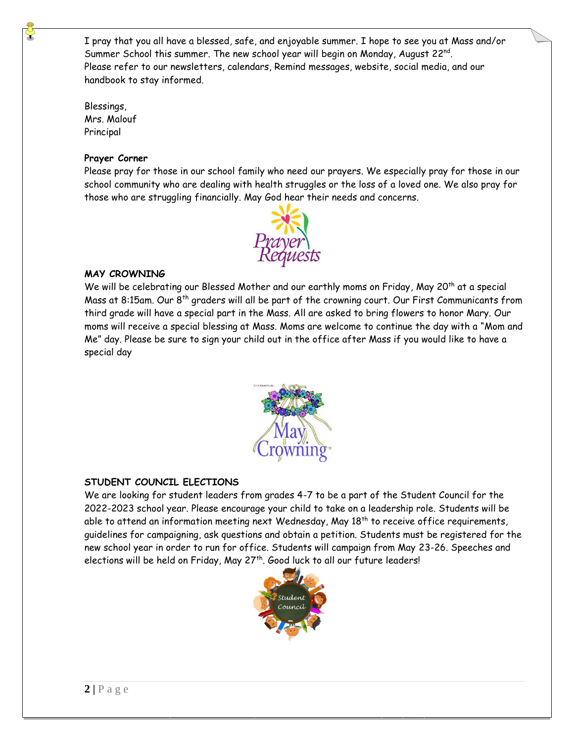I pray that you all have a blessed, safe, and enjoyable summer. I hope to see you at Mass and/or Summer School this summer. The new school year will begin on Monday, August 22nd. Please refer to our newsletters, calendars, Remind messages, website, social media, and our handbook to stay informed.

Blessings,
Mrs. Malouf
Principal

**Prayer Corner**

Please pray for those in our school family who need our prayers. We especially pray for those in our school community who are dealing with health struggles or the loss of a loved one. We also pray for those who are struggling financially. May God hear their needs and concerns.

**MAY CROWNING**

We will be celebrating our Blessed Mother and our earthly moms on Friday, May 20th at a special Mass at 8:15am. Our 8th graders will all be part of the crowning court. Our First Communicants from third grade will have a special part in the Mass. All are asked to bring flowers to honor Mary. Our moms will receive a special blessing at Mass. Moms are welcome to continue the day with a "Mom and Me" day. Please be sure to sign your child out in the office after Mass if you would like to have a special day

**STUDENT COUNCIL ELECTIONS**

We are looking for student leaders from grades 4-7 to be a part of the Student Council for the 2022-2023 school year. Please encourage your child to take on a leadership role. Students will be able to attend an information meeting next Wednesday, May 18th to receive office requirements, guidelines for campaigning, ask questions and obtain a petition. Students must be registered for the new school year in order to run for office. Students will campaign from May 23-26. Speeches and elections will be held on Friday, May 27th. Good luck to all our future leaders!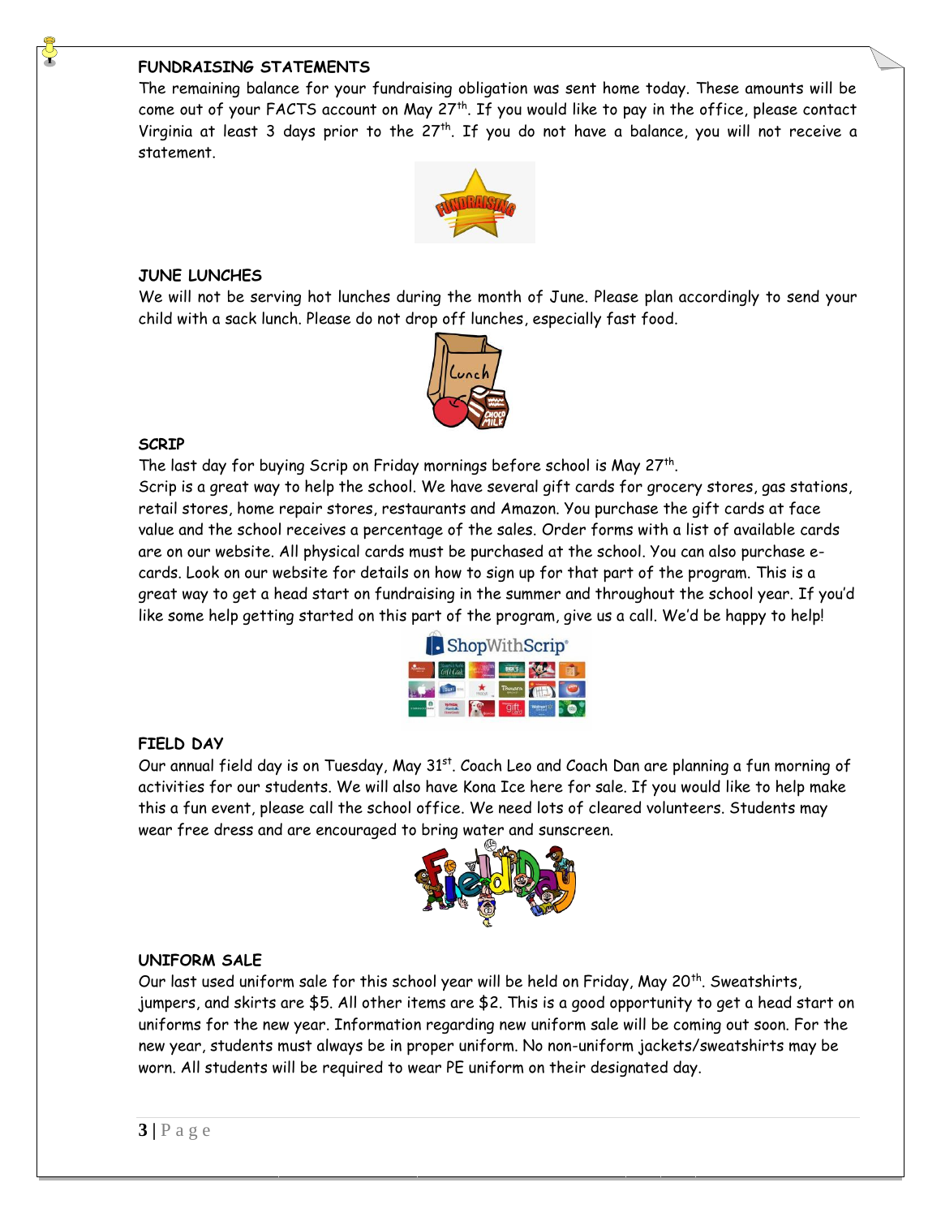## FUNDRAISING STATEMENTS

The remaining balance for your fundraising obligation was sent home today. These amounts will be come out of your FACTS account on May 27th. If you would like to pay in the office, please contact Virginia at least 3 days prior to the 27th. If you do not have a balance, you will not receive a statement.

## JUNE LUNCHES

We will not be serving hot lunches during the month of June. Please plan accordingly to send your child with a sack lunch. Please do not drop off lunches, especially fast food.

## SCRIP

The last day for buying Scrip on Friday mornings before school is May 27th.

Scrip is a great way to help the school. We have several gift cards for grocery stores, gas stations, retail stores, home repair stores, restaurants and Amazon. You purchase the gift cards at face value and the school receives a percentage of the sales. Order forms with a list of available cards are on our website. All physical cards must be purchased at the school. You can also purchase e-cards. Look on our website for details on how to sign up for that part of the program. This is a great way to get a head start on fundraising in the summer and throughout the school year. If you'd like some help getting started on this part of the program, give us a call. We'd be happy to help!

## FIELD DAY

Our annual field day is on Tuesday, May 31st. Coach Leo and Coach Dan are planning a fun morning of activities for our students. We will also have Kona Ice here for sale. If you would like to help make this a fun event, please call the school office. We need lots of cleared volunteers. Students may wear free dress and are encouraged to bring water and sunscreen.

## UNIFORM SALE

Our last used uniform sale for this school year will be held on Friday, May 20th. Sweatshirts, jumpers, and skirts are $5. All other items are $2. This is a good opportunity to get a head start on uniforms for the new year. Information regarding new uniform sale will be coming out soon. For the new year, students must always be in proper uniform. No non-uniform jackets/sweatshirts may be worn. All students will be required to wear PE uniform on their designated day.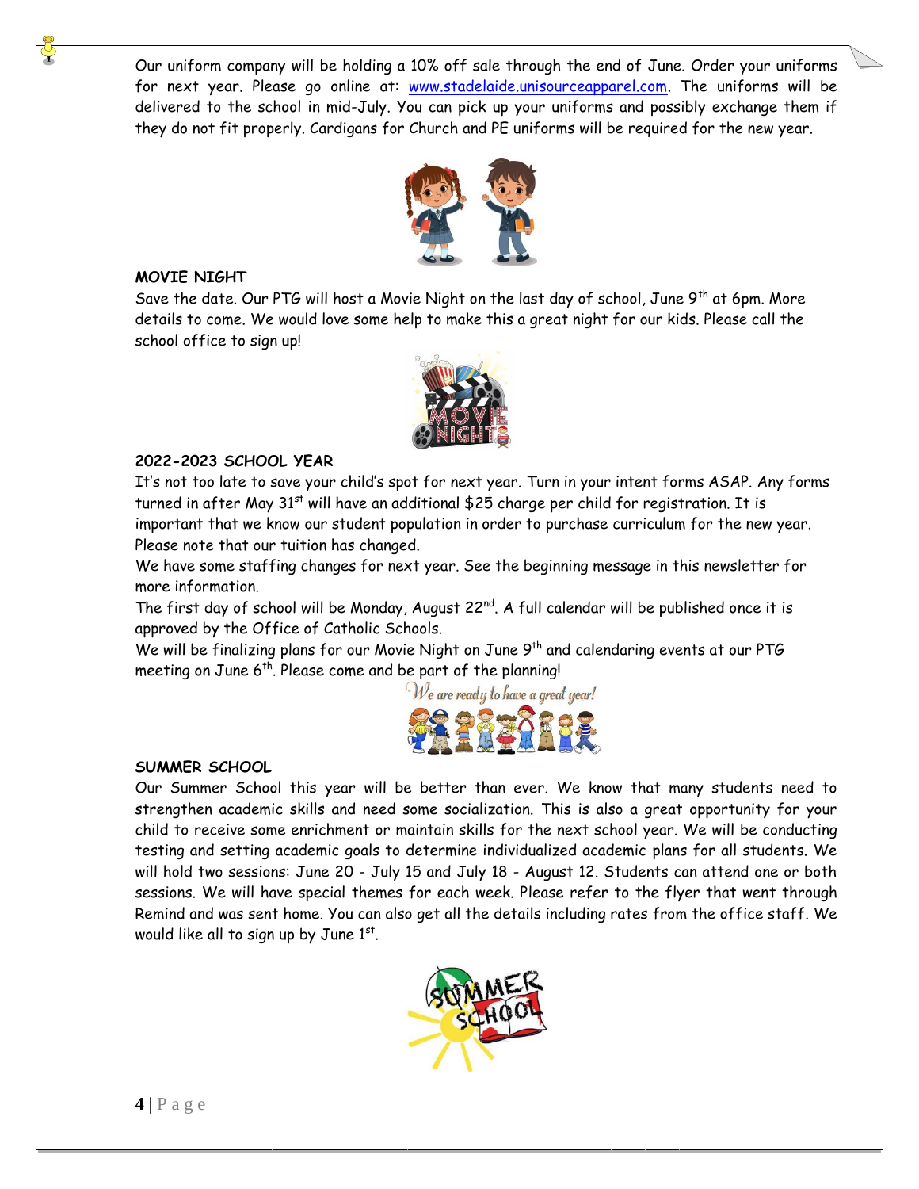Our uniform company will be holding a 10% off sale through the end of June. Order your uniforms for next year. Please go online at: [www.stadelaide.unisourceapparel.com](http://www.stadelaide.unisourceapparel.com). The uniforms will be delivered to the school in mid-July. You can pick up your uniforms and possibly exchange them if they do not fit properly. Cardigans for Church and PE uniforms will be required for the new year.

**MOVIE NIGHT**

Save the date. Our PTG will host a Movie Night on the last day of school, June 9th at 6pm. More details to come. We would love some help to make this a great night for our kids. Please call the school office to sign up!

**2022-2023 SCHOOL YEAR**

It's not too late to save your child's spot for next year. Turn in your intent forms ASAP. Any forms turned in after May 31st will have an additional $25 charge per child for registration. It is important that we know our student population in order to purchase curriculum for the new year. Please note that our tuition has changed.

We have some staffing changes for next year. See the beginning message in this newsletter for more information.

The first day of school will be Monday, August 22nd. A full calendar will be published once it is approved by the Office of Catholic Schools.

We will be finalizing plans for our Movie Night on June 9th and calendaring events at our PTG meeting on June 6th. Please come and be part of the planning!

*We are ready to have a great year!*

**SUMMER SCHOOL**

Our Summer School this year will be better than ever. We know that many students need to strengthen academic skills and need some socialization. This is also a great opportunity for your child to receive some enrichment or maintain skills for the next school year. We will be conducting testing and setting academic goals to determine individualized academic plans for all students. We will hold two sessions: June 20 - July 15 and July 18 - August 12. Students can attend one or both sessions. We will have special themes for each week. Please refer to the flyer that went through Remind and was sent home. You can also get all the details including rates from the office staff. We would like all to sign up by June 1st.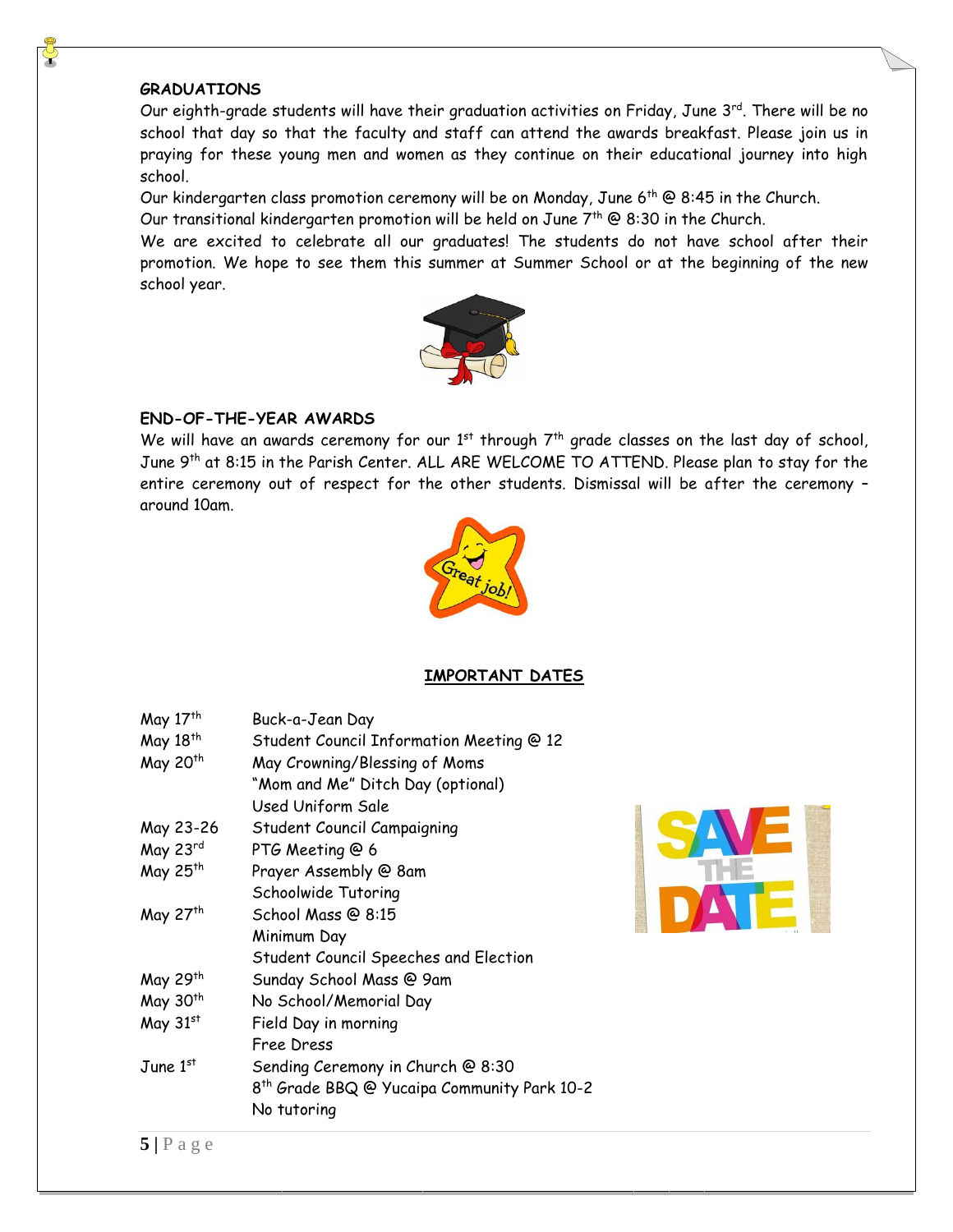### GRADUATIONS

Our eighth-grade students will have their graduation activities on Friday, June 3rd. There will be no school that day so that the faculty and staff can attend the awards breakfast. Please join us in praying for these young men and women as they continue on their educational journey into high school.

Our kindergarten class promotion ceremony will be on Monday, June 6th @ 8:45 in the Church.

Our transitional kindergarten promotion will be held on June 7th @ 8:30 in the Church.

We are excited to celebrate all our graduates! The students do not have school after their promotion. We hope to see them this summer at Summer School or at the beginning of the new school year.

### END-OF-THE-YEAR AWARDS

We will have an awards ceremony for our 1st through 7th grade classes on the last day of school, June 9th at 8:15 in the Parish Center. ALL ARE WELCOME TO ATTEND. Please plan to stay for the entire ceremony out of respect for the other students. Dismissal will be after the ceremony – around 10am.

## IMPORTANT DATES

| | |
|---|---|
| May 17th | Buck-a-Jean Day |
| May 18th | Student Council Information Meeting @ 12 |
| May 20th | May Crowning/Blessing of Moms |
| | "Mom and Me" Ditch Day (optional) |
| | Used Uniform Sale |
| May 23-26 | Student Council Campaigning |
| May 23rd | PTG Meeting @ 6 |
| May 25th | Prayer Assembly @ 8am |
| | Schoolwide Tutoring |
| May 27th | School Mass @ 8:15 |
| | Minimum Day |
| | Student Council Speeches and Election |
| May 29th | Sunday School Mass @ 9am |
| May 30th | No School/Memorial Day |
| May 31st | Field Day in morning |
| | Free Dress |
| June 1st | Sending Ceremony in Church @ 8:30 |
| | 8th Grade BBQ @ Yucaipa Community Park 10-2 |
| | No tutoring |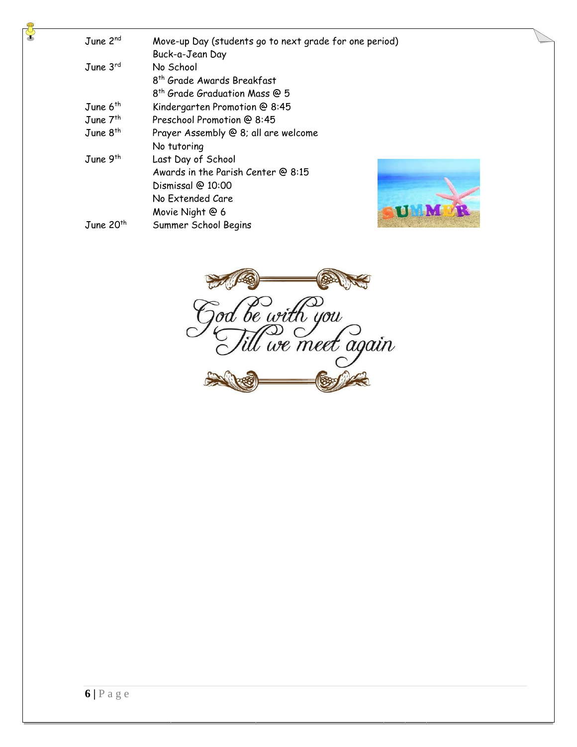| | |
|---|---|
| June 2nd | Move-up Day (students go to next grade for one period) |
| | Buck-a-Jean Day |
| June 3rd | No School |
| | 8th Grade Awards Breakfast |
| | 8th Grade Graduation Mass @ 5 |
| June 6th | Kindergarten Promotion @ 8:45 |
| June 7th | Preschool Promotion @ 8:45 |
| June 8th | Prayer Assembly @ 8; all are welcome |
| | No tutoring |
| June 9th | Last Day of School |
| | Awards in the Parish Center @ 8:15 |
| | Dismissal @ 10:00 |
| | No Extended Care |
| | Movie Night @ 6 |
| June 20th | Summer School Begins |

*God be with you Till we meet again*